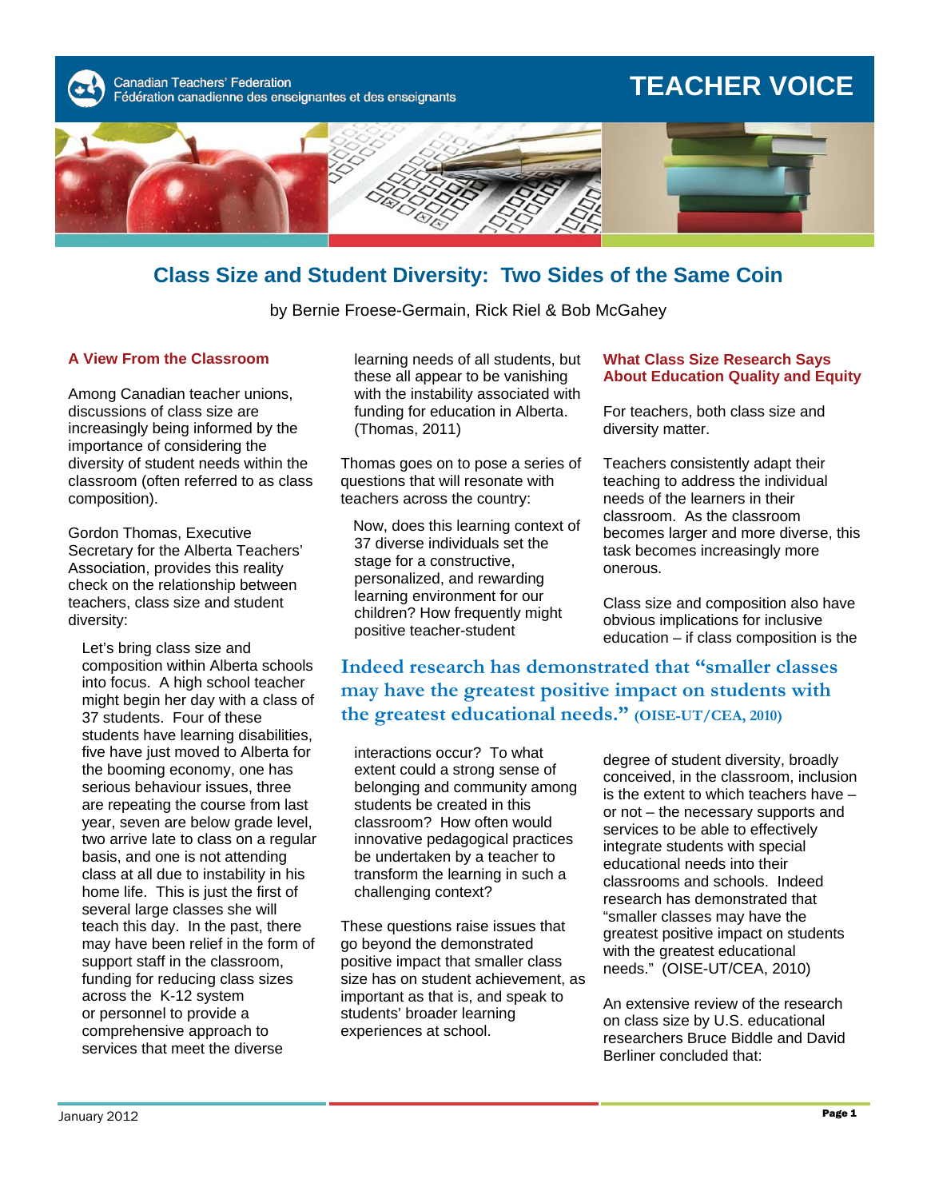Canadian Teachers' Federation
Fédération canadienne des enseignantes et des enseignants

TEACHER VOICE

# Class Size and Student Diversity: Two Sides of the Same Coin

by Bernie Froese-Germain, Rick Riel & Bob McGahey

## A View From the Classroom

Among Canadian teacher unions, discussions of class size are increasingly being informed by the importance of considering the diversity of student needs within the classroom (often referred to as class composition).

Gordon Thomas, Executive Secretary for the Alberta Teachers' Association, provides this reality check on the relationship between teachers, class size and student diversity:

> Let's bring class size and composition within Alberta schools into focus. A high school teacher might begin her day with a class of 37 students. Four of these students have learning disabilities, five have just moved to Alberta for the booming economy, one has serious behaviour issues, three are repeating the course from last year, seven are below grade level, two arrive late to class on a regular basis, and one is not attending class at all due to instability in his home life. This is just the first of several large classes she will teach this day. In the past, there may have been relief in the form of support staff in the classroom, funding for reducing class sizes across the K-12 system or personnel to provide a comprehensive approach to services that meet the diverse learning needs of all students, but these all appear to be vanishing with the instability associated with funding for education in Alberta. (Thomas, 2011)

Thomas goes on to pose a series of questions that will resonate with teachers across the country:

> Now, does this learning context of 37 diverse individuals set the stage for a constructive, personalized, and rewarding learning environment for our children? How frequently might positive teacher-student interactions occur? To what extent could a strong sense of belonging and community among students be created in this classroom? How often would innovative pedagogical practices be undertaken by a teacher to transform the learning in such a challenging context?

These questions raise issues that go beyond the demonstrated positive impact that smaller class size has on student achievement, as important as that is, and speak to students' broader learning experiences at school.

**Indeed research has demonstrated that "smaller classes may have the greatest positive impact on students with the greatest educational needs." (OISE-UT/CEA, 2010)**

## What Class Size Research Says About Education Quality and Equity

For teachers, both class size and diversity matter.

Teachers consistently adapt their teaching to address the individual needs of the learners in their classroom. As the classroom becomes larger and more diverse, this task becomes increasingly more onerous.

Class size and composition also have obvious implications for inclusive education – if class composition is the degree of student diversity, broadly conceived, in the classroom, inclusion is the extent to which teachers have – or not – the necessary supports and services to be able to effectively integrate students with special educational needs into their classrooms and schools. Indeed research has demonstrated that "smaller classes may have the greatest positive impact on students with the greatest educational needs." (OISE-UT/CEA, 2010)

An extensive review of the research on class size by U.S. educational researchers Bruce Biddle and David Berliner concluded that:

January 2012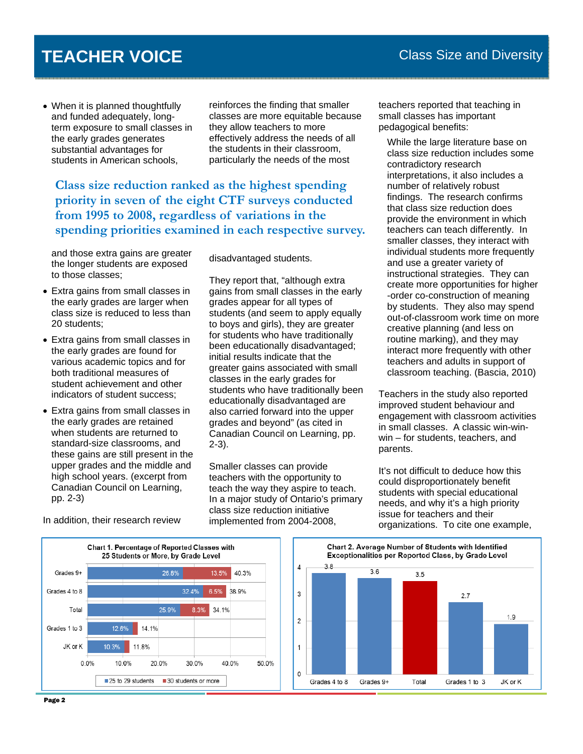- When it is planned thoughtfully and funded adequately, long-term exposure to small classes in the early grades generates substantial advantages for students in American schools, and those extra gains are greater the longer students are exposed to those classes;
- Extra gains from small classes in the early grades are larger when class size is reduced to less than 20 students;
- Extra gains from small classes in the early grades are found for various academic topics and for both traditional measures of student achievement and other indicators of student success;
- Extra gains from small classes in the early grades are retained when students are returned to standard-size classrooms, and these gains are still present in the upper grades and the middle and high school years. (excerpt from Canadian Council on Learning, pp. 2-3)

In addition, their research review reinforces the finding that smaller classes are more equitable because they allow teachers to more effectively address the needs of all the students in their classroom, particularly the needs of the most disadvantaged students.

**Class size reduction ranked as the highest spending priority in seven of the eight CTF surveys conducted from 1995 to 2008, regardless of variations in the spending priorities examined in each respective survey.**

They report that, "although extra gains from small classes in the early grades appear for all types of students (and seem to apply equally to boys and girls), they are greater for students who have traditionally been educationally disadvantaged; initial results indicate that the greater gains associated with small classes in the early grades for students who have traditionally been educationally disadvantaged are also carried forward into the upper grades and beyond" (as cited in Canadian Council on Learning, pp. 2-3).

Smaller classes can provide teachers with the opportunity to teach the way they aspire to teach. In a major study of Ontario's primary class size reduction initiative implemented from 2004-2008, teachers reported that teaching in small classes has important pedagogical benefits:

> While the large literature base on class size reduction includes some contradictory research interpretations, it also includes a number of relatively robust findings. The research confirms that class size reduction does provide the environment in which teachers can teach differently. In smaller classes, they interact with individual students more frequently and use a greater variety of instructional strategies. They can create more opportunities for higher-order co-construction of meaning by students. They also may spend out-of-classroom work time on more creative planning (and less on routine marking), and they may interact more frequently with other teachers and adults in support of classroom teaching. (Bascia, 2010)

Teachers in the study also reported improved student behaviour and engagement with classroom activities in small classes. A classic win-win-win – for students, teachers, and parents.

It's not difficult to deduce how this could disproportionately benefit students with special educational needs, and why it's a high priority issue for teachers and their organizations. To cite one example,

**Chart 1. Percentage of Reported Classes with 25 Students or More, by Grade Level**

| Grade Level | 25 to 29 students | 30 students or more | Total |
|---|---|---|---|
| Grades 9+ | 26.8% | 13.5% | 40.3% |
| Grades 4 to 8 | 32.4% | 6.5% | 38.9% |
| Total | 25.9% | 8.3% | 34.1% |
| Grades 1 to 3 | 12.6% | | 14.1% |
| JK or K | 10.3% | | 11.8% |

**Chart 2. Average Number of Students with Identified Exceptionalities per Reported Class, by Grade Level**

| Grade Level | Average |
|---|---|
| Grades 4 to 8 | 3.8 |
| Grades 9+ | 3.6 |
| Total | 3.5 |
| Grades 1 to 3 | 2.7 |
| JK or K | 1.9 |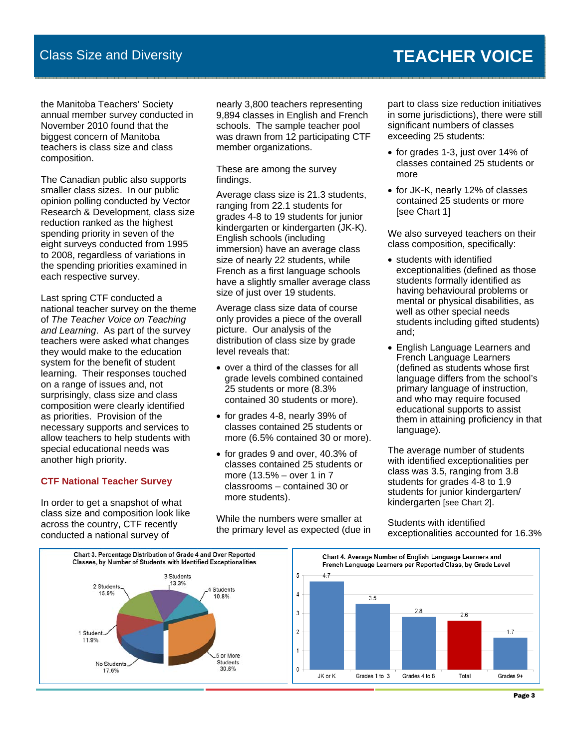## Class Size and Diversity

# TEACHER VOICE

the Manitoba Teachers' Society annual member survey conducted in November 2010 found that the biggest concern of Manitoba teachers is class size and class composition.

The Canadian public also supports smaller class sizes. In our public opinion polling conducted by Vector Research & Development, class size reduction ranked as the highest spending priority in seven of the eight surveys conducted from 1995 to 2008, regardless of variations in the spending priorities examined in each respective survey.

Last spring CTF conducted a national teacher survey on the theme of *The Teacher Voice on Teaching and Learning*. As part of the survey teachers were asked what changes they would make to the education system for the benefit of student learning. Their responses touched on a range of issues and, not surprisingly, class size and class composition were clearly identified as priorities. Provision of the necessary supports and services to allow teachers to help students with special educational needs was another high priority.

### CTF National Teacher Survey

In order to get a snapshot of what class size and composition look like across the country, CTF recently conducted a national survey of nearly 3,800 teachers representing 9,894 classes in English and French schools. The sample teacher pool was drawn from 12 participating CTF member organizations.

These are among the survey findings.

Average class size is 21.3 students, ranging from 22.1 students for grades 4-8 to 19 students for junior kindergarten or kindergarten (JK-K). English schools (including immersion) have an average class size of nearly 22 students, while French as a first language schools have a slightly smaller average class size of just over 19 students.

Average class size data of course only provides a piece of the overall picture. Our analysis of the distribution of class size by grade level reveals that:

- over a third of the classes for all grade levels combined contained 25 students or more (8.3% contained 30 students or more).
- for grades 4-8, nearly 39% of classes contained 25 students or more (6.5% contained 30 or more).
- for grades 9 and over, 40.3% of classes contained 25 students or more (13.5% – over 1 in 7 classrooms – contained 30 or more students).

While the numbers were smaller at the primary level as expected (due in part to class size reduction initiatives in some jurisdictions), there were still significant numbers of classes exceeding 25 students:

- for grades 1-3, just over 14% of classes contained 25 students or more
- for JK-K, nearly 12% of classes contained 25 students or more [see Chart 1]

We also surveyed teachers on their class composition, specifically:

- students with identified exceptionalities (defined as those students formally identified as having behavioural problems or mental or physical disabilities, as well as other special needs students including gifted students) and;
- English Language Learners and French Language Learners (defined as students whose first language differs from the school's primary language of instruction, and who may require focused educational supports to assist them in attaining proficiency in that language).

The average number of students with identified exceptionalities per class was 3.5, ranging from 3.8 students for grades 4-8 to 1.9 students for junior kindergarten/ kindergarten [see Chart 2].

Students with identified exceptionalities accounted for 16.3%

**Chart 3. Percentage Distribution of Grade 4 and Over Reported Classes, by Number of Students with Identified Exceptionalities**

| Number of Students | Percentage |
|---|---|
| No Students | 17.6% |
| 1 Student | 11.9% |
| 2 Students | 15.9% |
| 3 Students | 13.3% |
| 4 Students | 10.8% |
| 5 or More Students | 30.6% |

**Chart 4. Average Number of English Language Learners and French Language Learners per Reported Class, by Grade Level**

| Grade Level | Average |
|---|---|
| JK or K | 4.7 |
| Grades 1 to 3 | 3.5 |
| Grades 4 to 8 | 2.8 |
| Total | 2.6 |
| Grades 9+ | 1.7 |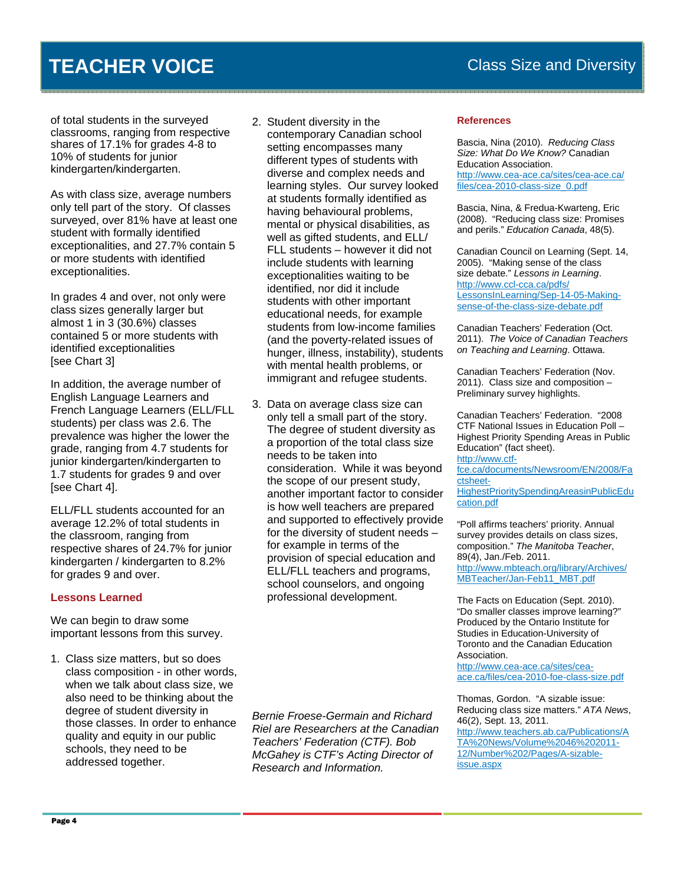of total students in the surveyed classrooms, ranging from respective shares of 17.1% for grades 4-8 to 10% of students for junior kindergarten/kindergarten.

As with class size, average numbers only tell part of the story. Of classes surveyed, over 81% have at least one student with formally identified exceptionalities, and 27.7% contain 5 or more students with identified exceptionalities.

In grades 4 and over, not only were class sizes generally larger but almost 1 in 3 (30.6%) classes contained 5 or more students with identified exceptionalities [see Chart 3]

In addition, the average number of English Language Learners and French Language Learners (ELL/FLL students) per class was 2.6. The prevalence was higher the lower the grade, ranging from 4.7 students for junior kindergarten/kindergarten to 1.7 students for grades 9 and over [see Chart 4].

ELL/FLL students accounted for an average 12.2% of total students in the classroom, ranging from respective shares of 24.7% for junior kindergarten / kindergarten to 8.2% for grades 9 and over.

## Lessons Learned

We can begin to draw some important lessons from this survey.

1. Class size matters, but so does class composition - in other words, when we talk about class size, we also need to be thinking about the degree of student diversity in those classes. In order to enhance quality and equity in our public schools, they need to be addressed together.
2. Student diversity in the contemporary Canadian school setting encompasses many different types of students with diverse and complex needs and learning styles. Our survey looked at students formally identified as having behavioural problems, mental or physical disabilities, as well as gifted students, and ELL/ FLL students – however it did not include students with learning exceptionalities waiting to be identified, nor did it include students with other important educational needs, for example students from low-income families (and the poverty-related issues of hunger, illness, instability), students with mental health problems, or immigrant and refugee students.
3. Data on average class size can only tell a small part of the story. The degree of student diversity as a proportion of the total class size needs to be taken into consideration. While it was beyond the scope of our present study, another important factor to consider is how well teachers are prepared and supported to effectively provide for the diversity of student needs – for example in terms of the provision of special education and ELL/FLL teachers and programs, school counselors, and ongoing professional development.

*Bernie Froese-Germain and Richard Riel are Researchers at the Canadian Teachers' Federation (CTF). Bob McGahey is CTF's Acting Director of Research and Information.*

## References

Bascia, Nina (2010). *Reducing Class Size: What Do We Know?* Canadian Education Association. http://www.cea-ace.ca/sites/cea-ace.ca/files/cea-2010-class-size_0.pdf

Bascia, Nina, & Fredua-Kwarteng, Eric (2008). "Reducing class size: Promises and perils." *Education Canada*, 48(5).

Canadian Council on Learning (Sept. 14, 2005). "Making sense of the class size debate." *Lessons in Learning*. http://www.ccl-cca.ca/pdfs/LessonsInLearning/Sep-14-05-Making-sense-of-the-class-size-debate.pdf

Canadian Teachers' Federation (Oct. 2011). *The Voice of Canadian Teachers on Teaching and Learning*. Ottawa.

Canadian Teachers' Federation (Nov. 2011). Class size and composition – Preliminary survey highlights.

Canadian Teachers' Federation. "2008 CTF National Issues in Education Poll – Highest Priority Spending Areas in Public Education" (fact sheet). http://www.ctf-fce.ca/documents/Newsroom/EN/2008/FactsheetHighestPrioritySpendingAreasinPublicEducation.pdf

"Poll affirms teachers' priority. Annual survey provides details on class sizes, composition." *The Manitoba Teacher*, 89(4), Jan./Feb. 2011. http://www.mbteach.org/library/Archives/MBTeacher/Jan-Feb11_MBT.pdf

The Facts on Education (Sept. 2010). "Do smaller classes improve learning?" Produced by the Ontario Institute for Studies in Education-University of Toronto and the Canadian Education Association. http://www.cea-ace.ca/sites/cea-ace.ca/files/cea-2010-foe-class-size.pdf

Thomas, Gordon. "A sizable issue: Reducing class size matters." *ATA News*, 46(2), Sept. 13, 2011. http://www.teachers.ab.ca/Publications/ATA%20News/Volume%2046%202011-12/Number%202/Pages/A-sizable-issue.aspx